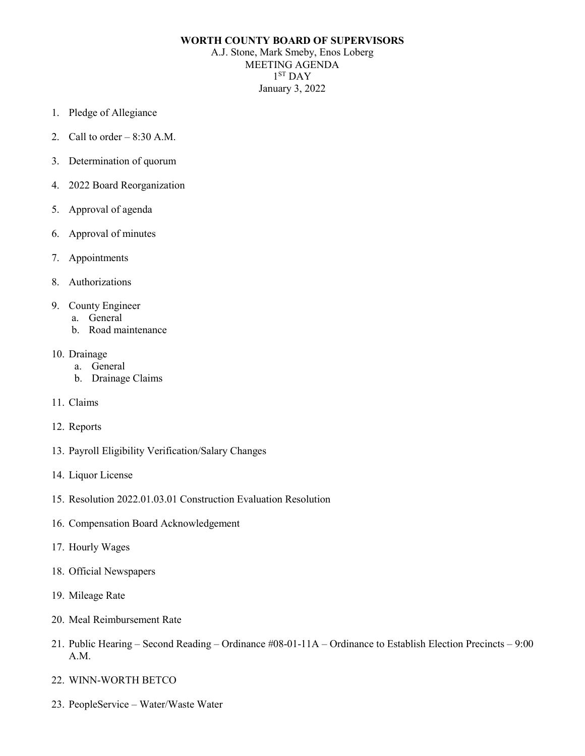**WORTH COUNTY BOARD OF SUPERVISORS**

A.J. Stone, Mark Smeby, Enos Loberg

MEETING AGENDA

1ST DAY

January 3, 2022

1. Pledge of Allegiance
2. Call to order – 8:30 A.M.
3. Determination of quorum
4. 2022 Board Reorganization
5. Approval of agenda
6. Approval of minutes
7. Appointments
8. Authorizations
9. County Engineer
   a. General
   b. Road maintenance
10. Drainage
    a. General
    b. Drainage Claims
11. Claims
12. Reports
13. Payroll Eligibility Verification/Salary Changes
14. Liquor License
15. Resolution 2022.01.03.01 Construction Evaluation Resolution
16. Compensation Board Acknowledgement
17. Hourly Wages
18. Official Newspapers
19. Mileage Rate
20. Meal Reimbursement Rate
21. Public Hearing – Second Reading – Ordinance #08-01-11A – Ordinance to Establish Election Precincts – 9:00 A.M.
22. WINN-WORTH BETCO
23. PeopleService – Water/Waste Water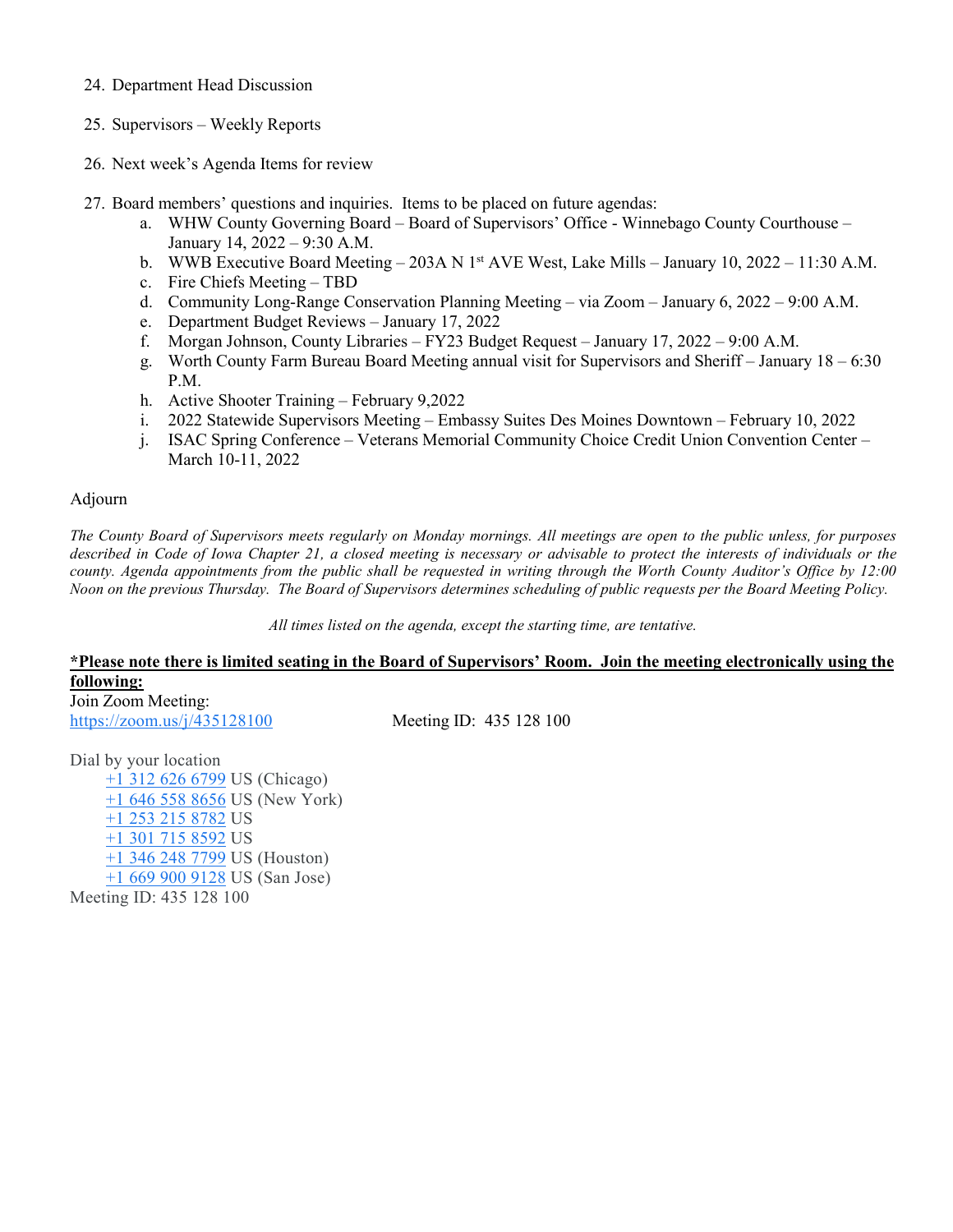24. Department Head Discussion

25. Supervisors – Weekly Reports

26. Next week's Agenda Items for review

27. Board members' questions and inquiries. Items to be placed on future agendas:
    a. WHW County Governing Board – Board of Supervisors' Office - Winnebago County Courthouse – January 14, 2022 – 9:30 A.M.
    b. WWB Executive Board Meeting – 203A N 1st AVE West, Lake Mills – January 10, 2022 – 11:30 A.M.
    c. Fire Chiefs Meeting – TBD
    d. Community Long-Range Conservation Planning Meeting – via Zoom – January 6, 2022 – 9:00 A.M.
    e. Department Budget Reviews – January 17, 2022
    f. Morgan Johnson, County Libraries – FY23 Budget Request – January 17, 2022 – 9:00 A.M.
    g. Worth County Farm Bureau Board Meeting annual visit for Supervisors and Sheriff – January 18 – 6:30 P.M.
    h. Active Shooter Training – February 9,2022
    i. 2022 Statewide Supervisors Meeting – Embassy Suites Des Moines Downtown – February 10, 2022
    j. ISAC Spring Conference – Veterans Memorial Community Choice Credit Union Convention Center – March 10-11, 2022

Adjourn

*The County Board of Supervisors meets regularly on Monday mornings. All meetings are open to the public unless, for purposes described in Code of Iowa Chapter 21, a closed meeting is necessary or advisable to protect the interests of individuals or the county. Agenda appointments from the public shall be requested in writing through the Worth County Auditor's Office by 12:00 Noon on the previous Thursday. The Board of Supervisors determines scheduling of public requests per the Board Meeting Policy.*

*All times listed on the agenda, except the starting time, are tentative.*

**\*Please note there is limited seating in the Board of Supervisors' Room. Join the meeting electronically using the following:**

Join Zoom Meeting:
https://zoom.us/j/435128100 Meeting ID: 435 128 100

Dial by your location
- +1 312 626 6799 US (Chicago)
- +1 646 558 8656 US (New York)
- +1 253 215 8782 US
- +1 301 715 8592 US
- +1 346 248 7799 US (Houston)
- +1 669 900 9128 US (San Jose)

Meeting ID: 435 128 100